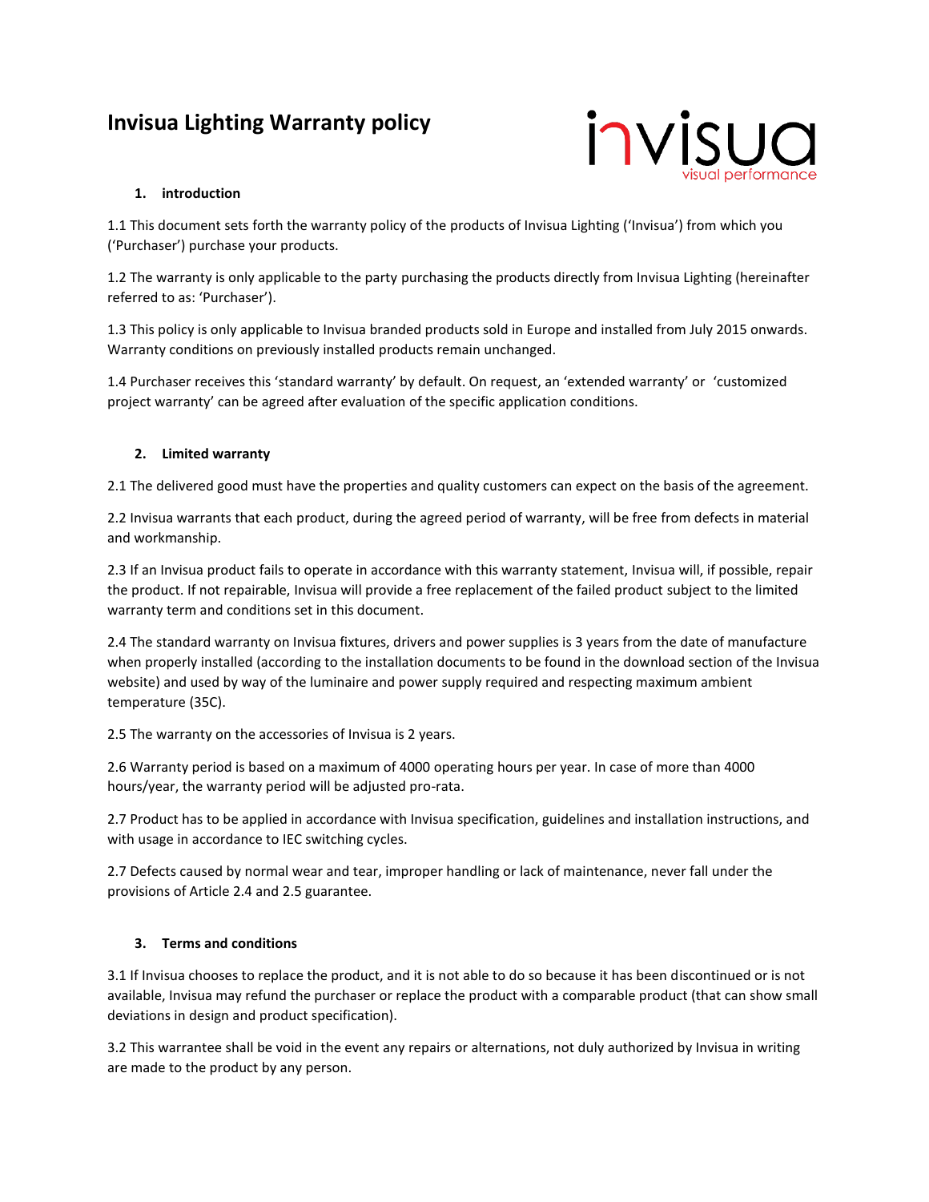# Invisua Lighting Warranty policy

invisua
visual performance

## 1. introduction

1.1 This document sets forth the warranty policy of the products of Invisua Lighting ('Invisua') from which you ('Purchaser') purchase your products.

1.2 The warranty is only applicable to the party purchasing the products directly from Invisua Lighting (hereinafter referred to as: 'Purchaser').

1.3 This policy is only applicable to Invisua branded products sold in Europe and installed from July 2015 onwards. Warranty conditions on previously installed products remain unchanged.

1.4 Purchaser receives this 'standard warranty' by default. On request, an 'extended warranty' or 'customized project warranty' can be agreed after evaluation of the specific application conditions.

## 2. Limited warranty

2.1 The delivered good must have the properties and quality customers can expect on the basis of the agreement.

2.2 Invisua warrants that each product, during the agreed period of warranty, will be free from defects in material and workmanship.

2.3 If an Invisua product fails to operate in accordance with this warranty statement, Invisua will, if possible, repair the product. If not repairable, Invisua will provide a free replacement of the failed product subject to the limited warranty term and conditions set in this document.

2.4 The standard warranty on Invisua fixtures, drivers and power supplies is 3 years from the date of manufacture when properly installed (according to the installation documents to be found in the download section of the Invisua website) and used by way of the luminaire and power supply required and respecting maximum ambient temperature (35C).

2.5 The warranty on the accessories of Invisua is 2 years.

2.6 Warranty period is based on a maximum of 4000 operating hours per year. In case of more than 4000 hours/year, the warranty period will be adjusted pro-rata.

2.7 Product has to be applied in accordance with Invisua specification, guidelines and installation instructions, and with usage in accordance to IEC switching cycles.

2.7 Defects caused by normal wear and tear, improper handling or lack of maintenance, never fall under the provisions of Article 2.4 and 2.5 guarantee.

## 3. Terms and conditions

3.1 If Invisua chooses to replace the product, and it is not able to do so because it has been discontinued or is not available, Invisua may refund the purchaser or replace the product with a comparable product (that can show small deviations in design and product specification).

3.2 This warrantee shall be void in the event any repairs or alternations, not duly authorized by Invisua in writing are made to the product by any person.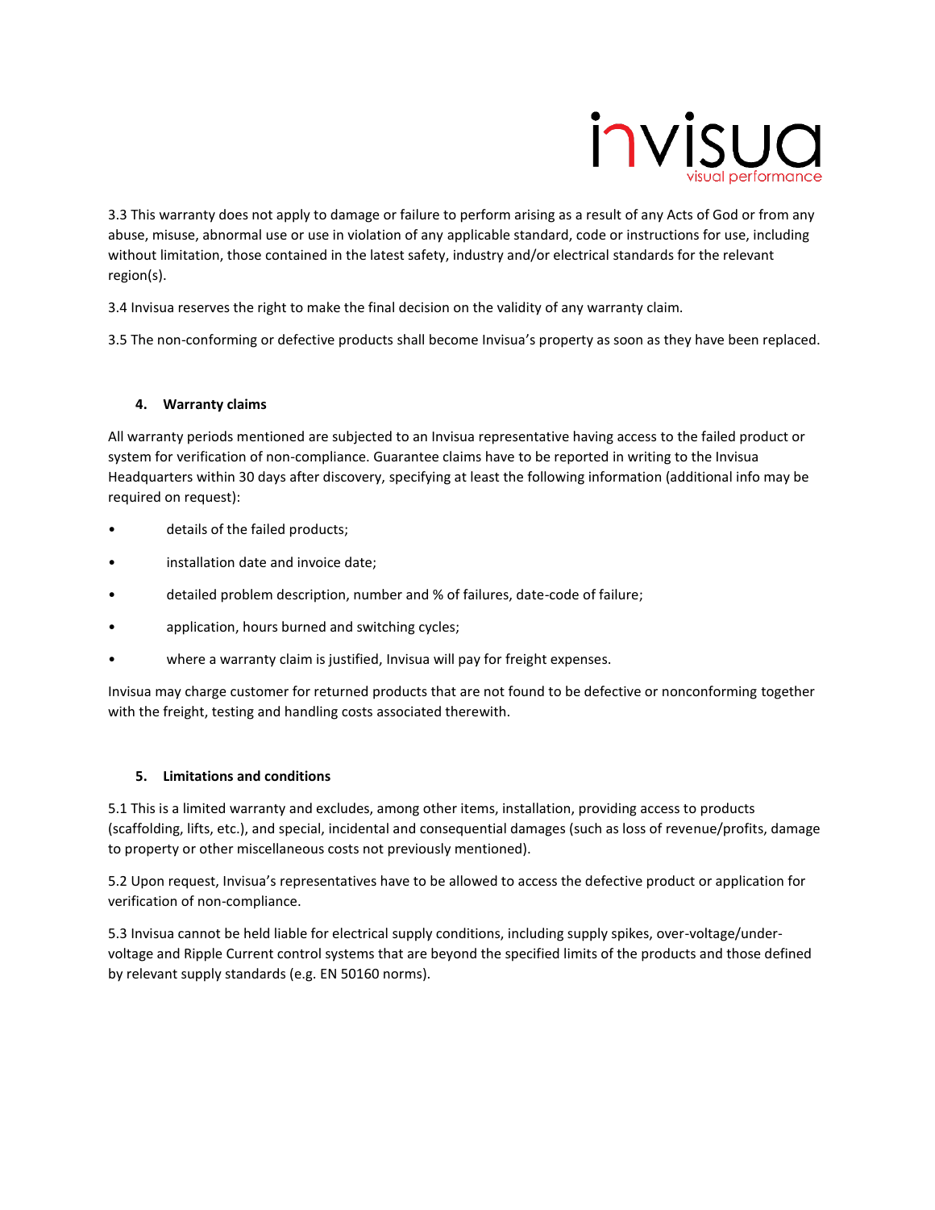3.3 This warranty does not apply to damage or failure to perform arising as a result of any Acts of God or from any abuse, misuse, abnormal use or use in violation of any applicable standard, code or instructions for use, including without limitation, those contained in the latest safety, industry and/or electrical standards for the relevant region(s).

3.4 Invisua reserves the right to make the final decision on the validity of any warranty claim.

3.5 The non-conforming or defective products shall become Invisua's property as soon as they have been replaced.

## 4. Warranty claims

All warranty periods mentioned are subjected to an Invisua representative having access to the failed product or system for verification of non-compliance. Guarantee claims have to be reported in writing to the Invisua Headquarters within 30 days after discovery, specifying at least the following information (additional info may be required on request):

- details of the failed products;
- installation date and invoice date;
- detailed problem description, number and % of failures, date-code of failure;
- application, hours burned and switching cycles;
- where a warranty claim is justified, Invisua will pay for freight expenses.

Invisua may charge customer for returned products that are not found to be defective or nonconforming together with the freight, testing and handling costs associated therewith.

## 5. Limitations and conditions

5.1 This is a limited warranty and excludes, among other items, installation, providing access to products (scaffolding, lifts, etc.), and special, incidental and consequential damages (such as loss of revenue/profits, damage to property or other miscellaneous costs not previously mentioned).

5.2 Upon request, Invisua's representatives have to be allowed to access the defective product or application for verification of non-compliance.

5.3 Invisua cannot be held liable for electrical supply conditions, including supply spikes, over-voltage/under-voltage and Ripple Current control systems that are beyond the specified limits of the products and those defined by relevant supply standards (e.g. EN 50160 norms).